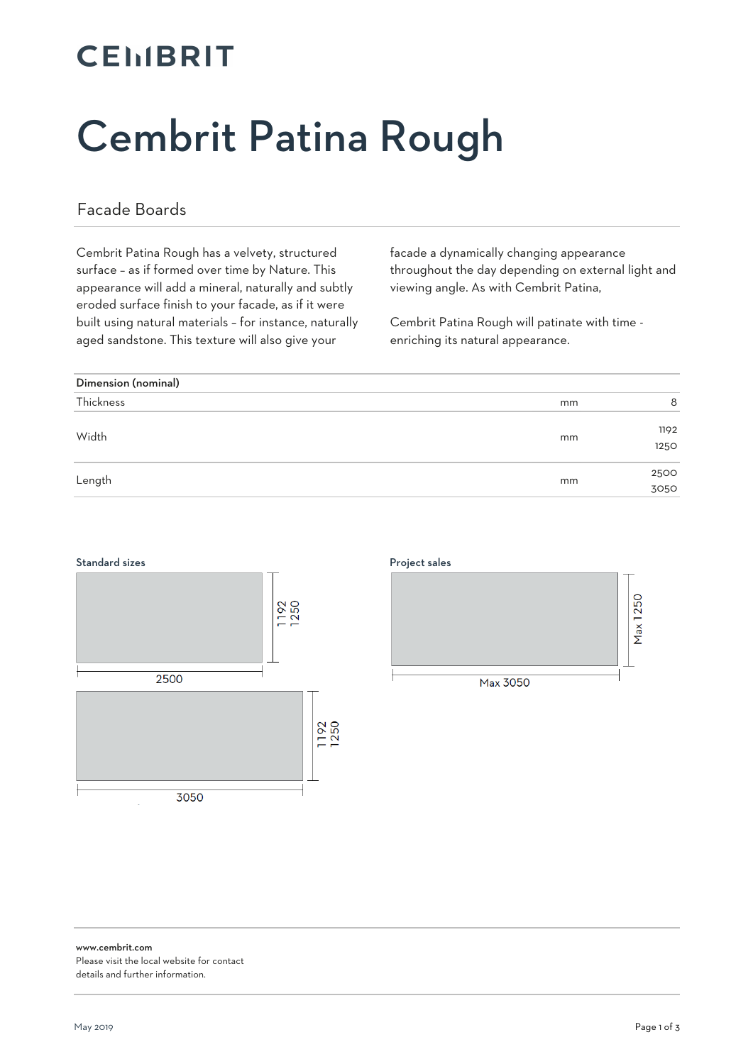CEMBRIT

# Cembrit Patina Rough

## Facade Boards

Cembrit Patina Rough has a velvety, structured surface – as if formed over time by Nature. This appearance will add a mineral, naturally and subtly eroded surface finish to your facade, as if it were built using natural materials – for instance, naturally aged sandstone. This texture will also give your facade a dynamically changing appearance throughout the day depending on external light and viewing angle. As with Cembrit Patina,

Cembrit Patina Rough will patinate with time - enriching its natural appearance.

| Dimension (nominal) | | |
|---|---|---|
| Thickness | mm | 8 |
| Width | mm | 1192<br>1250 |
| Length | mm | 2500<br>3050 |

**Standard sizes**

2500 × 1192 / 1250

3050 × 1192 / 1250

**Project sales**

Max 3050 × Max 1250

**www.cembrit.com**
Please visit the local website for contact details and further information.

May 2019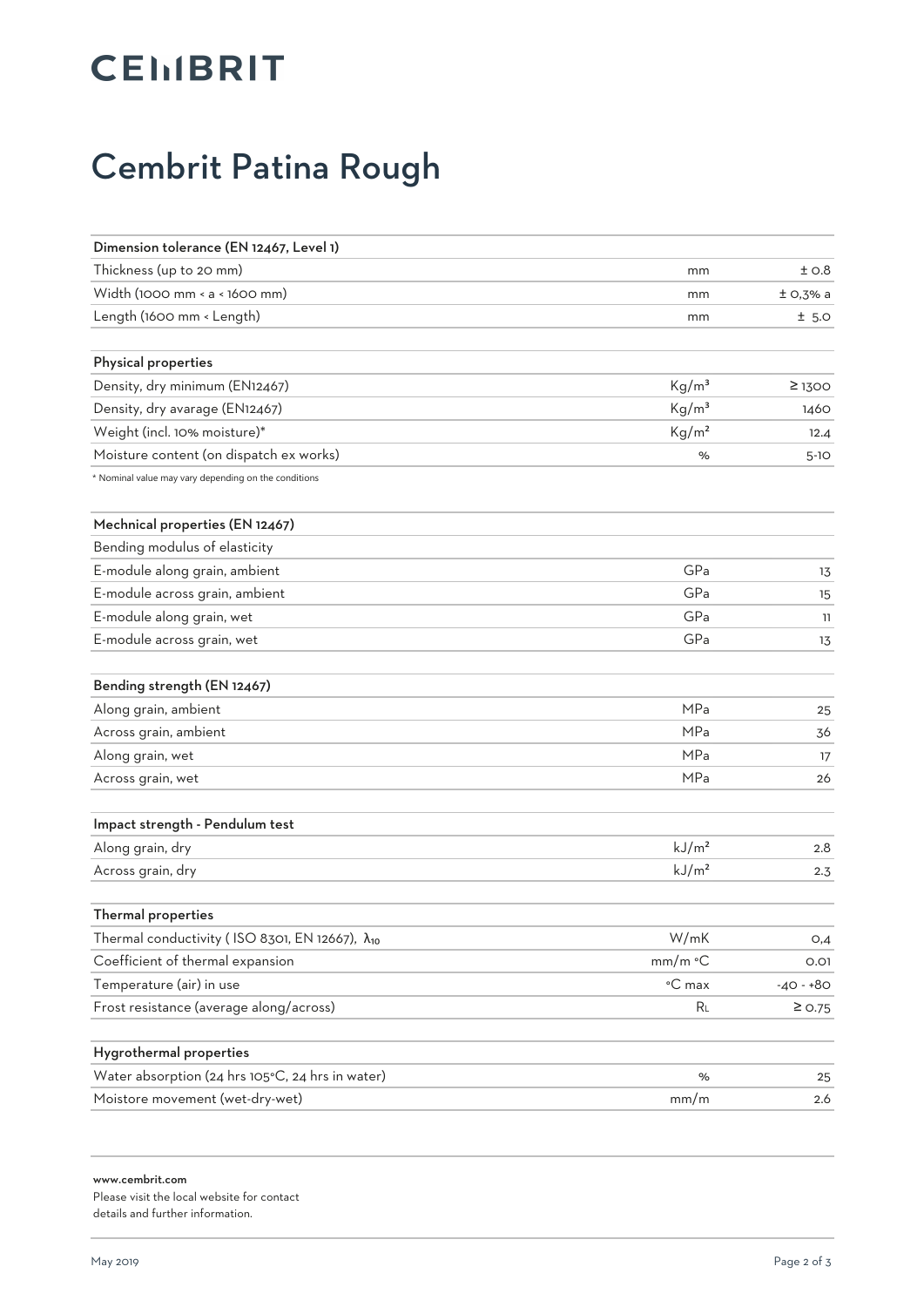CEMBRIT

# Cembrit Patina Rough

| Dimension tolerance (EN 12467, Level 1) | | |
|---|---|---|
| Thickness (up to 20 mm) | mm | ± 0.8 |
| Width (1000 mm < a < 1600 mm) | mm | ± 0,3% a |
| Length (1600 mm < Length) | mm | ± 5.0 |

| Physical properties | | |
|---|---|---|
| Density, dry minimum (EN12467) | Kg/m³ | ≥ 1300 |
| Density, dry avarage (EN12467) | Kg/m³ | 1460 |
| Weight (incl. 10% moisture)* | Kg/m² | 12.4 |
| Moisture content (on dispatch ex works) | % | 5-10 |

* Nominal value may vary depending on the conditions

| Mechnical properties (EN 12467) | | |
|---|---|---|
| Bending modulus of elasticity | | |
| E-module along grain, ambient | GPa | 13 |
| E-module across grain, ambient | GPa | 15 |
| E-module along grain, wet | GPa | 11 |
| E-module across grain, wet | GPa | 13 |

| Bending strength (EN 12467) | | |
|---|---|---|
| Along grain, ambient | MPa | 25 |
| Across grain, ambient | MPa | 36 |
| Along grain, wet | MPa | 17 |
| Across grain, wet | MPa | 26 |

| Impact strength - Pendulum test | | |
|---|---|---|
| Along grain, dry | kJ/m² | 2.8 |
| Across grain, dry | kJ/m² | 2.3 |

| Thermal properties | | |
|---|---|---|
| Thermal conductivity ( ISO 8301, EN 12667), $\lambda_{10}$ | W/mK | 0,4 |
| Coefficient of thermal expansion | mm/m °C | 0.01 |
| Temperature (air) in use | °C max | -40 - +80 |
| Frost resistance (average along/across) | $R_L$ | ≥ 0.75 |

| Hygrothermal properties | | |
|---|---|---|
| Water absorption (24 hrs 105°C, 24 hrs in water) | % | 25 |
| Moistore movement (wet-dry-wet) | mm/m | 2.6 |

**www.cembrit.com**
Please visit the local website for contact details and further information.

May 2019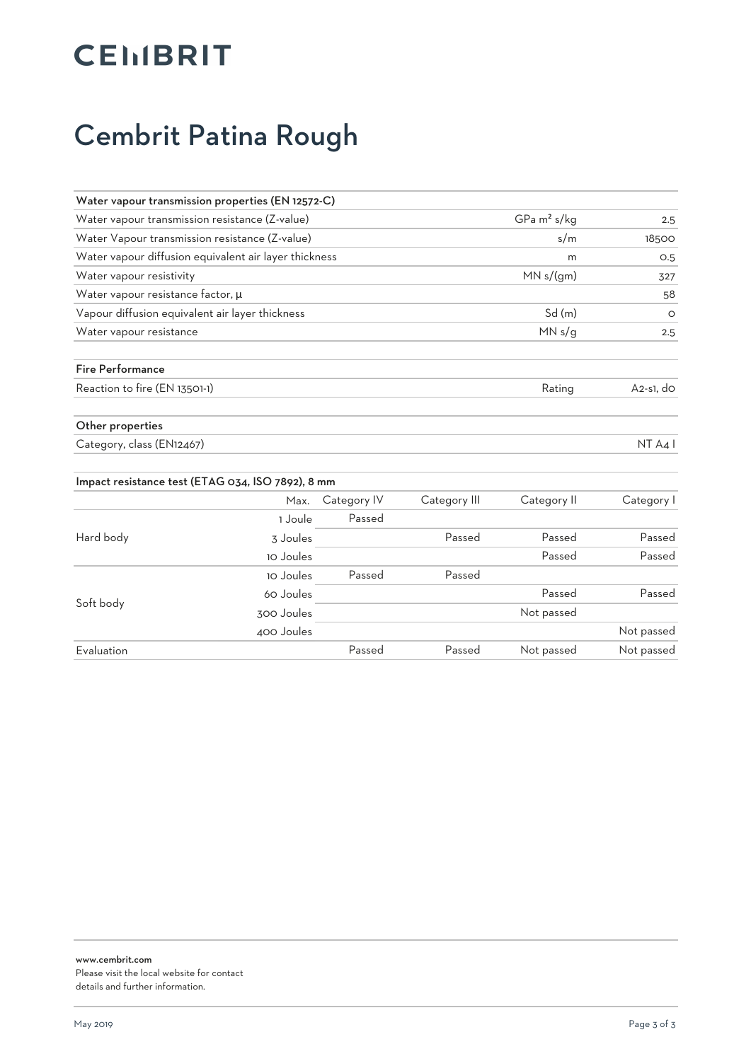# Cembrit Patina Rough

| Water vapour transmission properties (EN 12572-C) | | |
|---|---|---|
| Water vapour transmission resistance (Z-value) | GPa m² s/kg | 2.5 |
| Water Vapour transmission resistance (Z-value) | s/m | 18500 |
| Water vapour diffusion equivalent air layer thickness | m | 0.5 |
| Water vapour resistivity | MN s/(gm) | 327 |
| Water vapour resistance factor, µ | | 58 |
| Vapour diffusion equivalent air layer thickness | Sd (m) | 0 |
| Water vapour resistance | MN s/g | 2.5 |

| Fire Performance | | |
|---|---|---|
| Reaction to fire (EN 13501-1) | Rating | A2-s1, d0 |

| Other properties | |
|---|---|
| Category, class (EN12467) | NT A4 I |

| Impact resistance test (ETAG 034, ISO 7892), 8 mm | Max. | Category IV | Category III | Category II | Category I |
|---|---|---|---|---|---|
| Hard body | 1 Joule | Passed | | | |
| | 3 Joules | | Passed | Passed | Passed |
| | 10 Joules | | | Passed | Passed |
| Soft body | 10 Joules | Passed | Passed | | |
| | 60 Joules | | | Passed | Passed |
| | 300 Joules | | | Not passed | |
| | 400 Joules | | | | Not passed |
| Evaluation | | Passed | Passed | Not passed | Not passed |

**www.cembrit.com**
Please visit the local website for contact details and further information.

May 2019